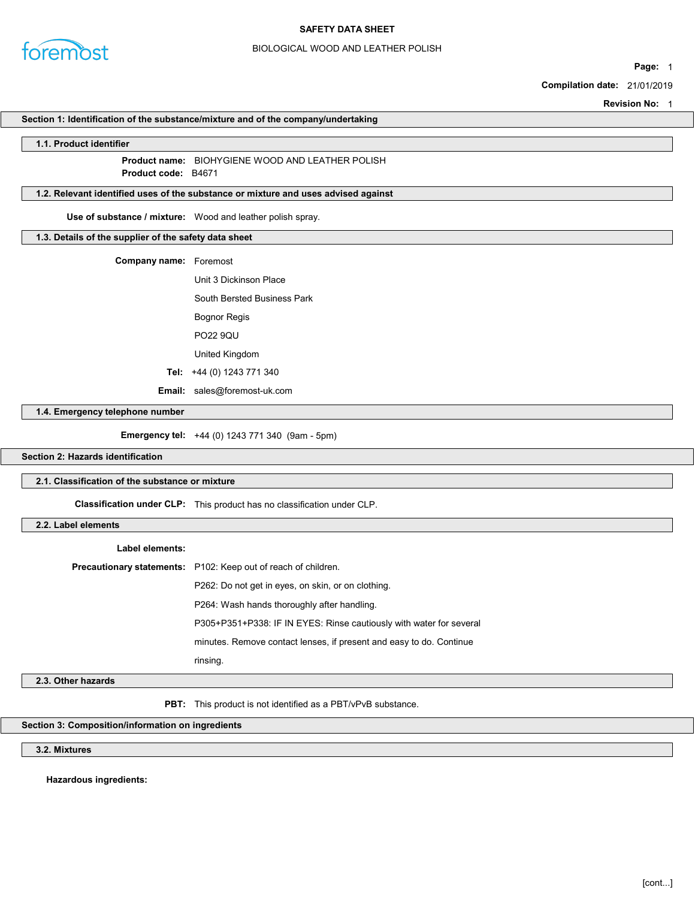# SAFETY DATA SHEET

BIOLOGICAL WOOD AND LEATHER POLISH

**Page:** 1

**Compilation date:** 21/01/2019

**Revision No:** 1

## Section 1: Identification of the substance/mixture and of the company/undertaking

### 1.1. Product identifier

**Product name:** BIOHYGIENE WOOD AND LEATHER POLISH

**Product code:** B4671

### 1.2. Relevant identified uses of the substance or mixture and uses advised against

**Use of substance / mixture:** Wood and leather polish spray.

### 1.3. Details of the supplier of the safety data sheet

**Company name:** Foremost

Unit 3 Dickinson Place

South Bersted Business Park

Bognor Regis

PO22 9QU

United Kingdom

**Tel:** +44 (0) 1243 771 340

**Email:** sales@foremost-uk.com

### 1.4. Emergency telephone number

**Emergency tel:** +44 (0) 1243 771 340 (9am - 5pm)

## Section 2: Hazards identification

### 2.1. Classification of the substance or mixture

**Classification under CLP:** This product has no classification under CLP.

### 2.2. Label elements

**Label elements:**

**Precautionary statements:** P102: Keep out of reach of children.

P262: Do not get in eyes, on skin, or on clothing.

P264: Wash hands thoroughly after handling.

P305+P351+P338: IF IN EYES: Rinse cautiously with water for several minutes. Remove contact lenses, if present and easy to do. Continue rinsing.

### 2.3. Other hazards

**PBT:** This product is not identified as a PBT/vPvB substance.

## Section 3: Composition/information on ingredients

### 3.2. Mixtures

**Hazardous ingredients:**

[cont...]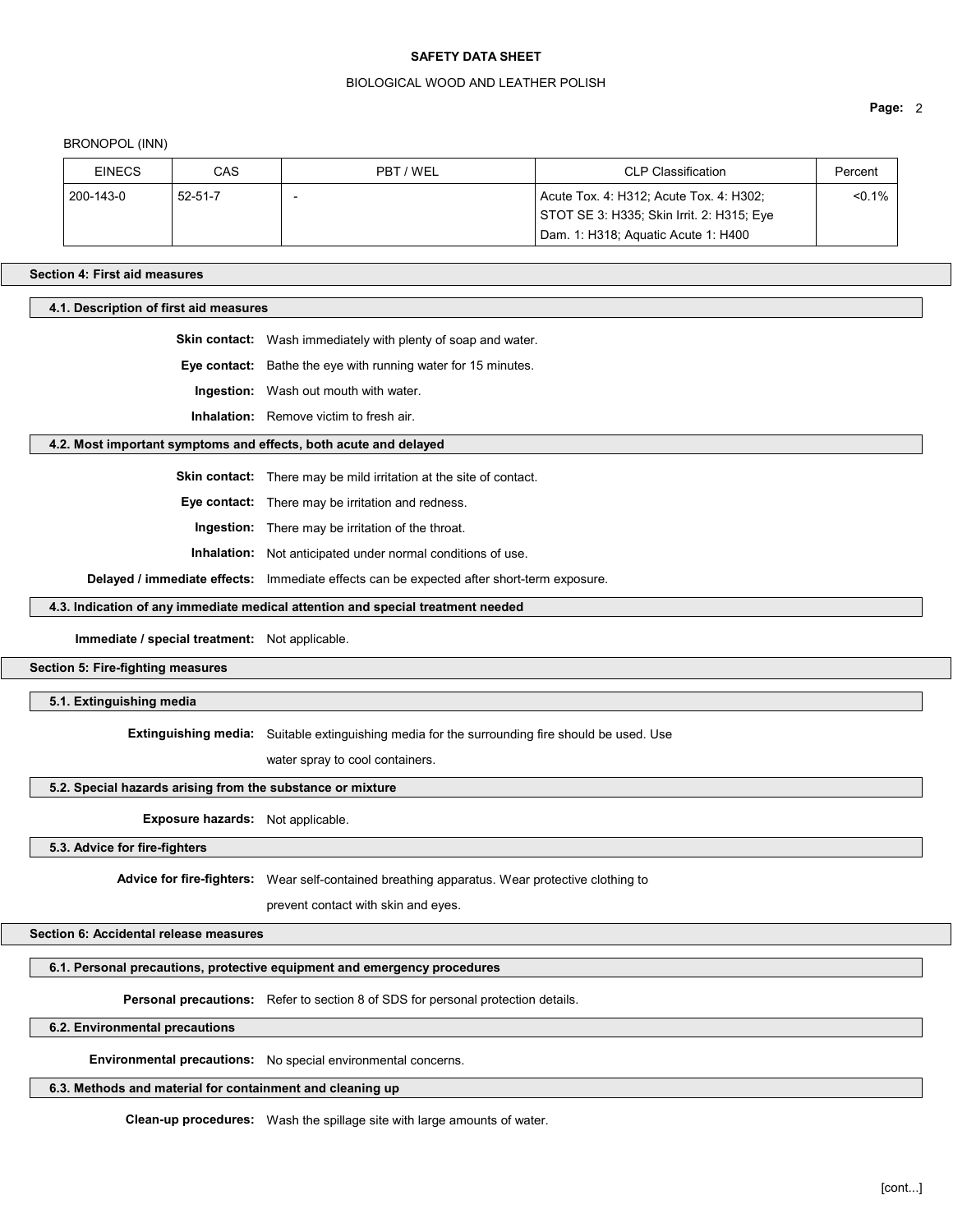BRONOPOL (INN)

| EINECS | CAS | PBT / WEL | CLP Classification | Percent |
| --- | --- | --- | --- | --- |
| 200-143-0 | 52-51-7 | - | Acute Tox. 4: H312; Acute Tox. 4: H302; STOT SE 3: H335; Skin Irrit. 2: H315; Eye Dam. 1: H318; Aquatic Acute 1: H400 | <0.1% |

## Section 4: First aid measures

### 4.1. Description of first aid measures

**Skin contact:** Wash immediately with plenty of soap and water.

**Eye contact:** Bathe the eye with running water for 15 minutes.

**Ingestion:** Wash out mouth with water.

**Inhalation:** Remove victim to fresh air.

### 4.2. Most important symptoms and effects, both acute and delayed

**Skin contact:** There may be mild irritation at the site of contact.

**Eye contact:** There may be irritation and redness.

**Ingestion:** There may be irritation of the throat.

**Inhalation:** Not anticipated under normal conditions of use.

**Delayed / immediate effects:** Immediate effects can be expected after short-term exposure.

### 4.3. Indication of any immediate medical attention and special treatment needed

**Immediate / special treatment:** Not applicable.

## Section 5: Fire-fighting measures

### 5.1. Extinguishing media

**Extinguishing media:** Suitable extinguishing media for the surrounding fire should be used. Use water spray to cool containers.

### 5.2. Special hazards arising from the substance or mixture

**Exposure hazards:** Not applicable.

### 5.3. Advice for fire-fighters

**Advice for fire-fighters:** Wear self-contained breathing apparatus. Wear protective clothing to prevent contact with skin and eyes.

## Section 6: Accidental release measures

### 6.1. Personal precautions, protective equipment and emergency procedures

**Personal precautions:** Refer to section 8 of SDS for personal protection details.

### 6.2. Environmental precautions

**Environmental precautions:** No special environmental concerns.

### 6.3. Methods and material for containment and cleaning up

**Clean-up procedures:** Wash the spillage site with large amounts of water.

[cont...]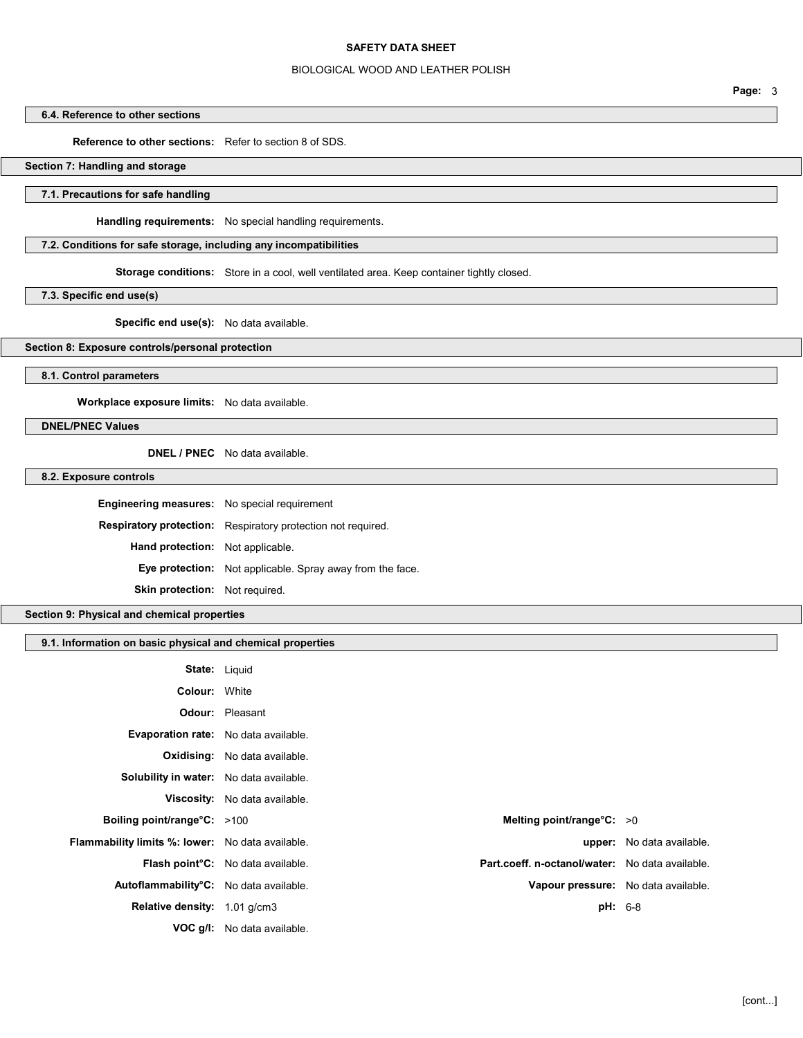### 6.4. Reference to other sections

**Reference to other sections:** Refer to section 8 of SDS.

## Section 7: Handling and storage

### 7.1. Precautions for safe handling

**Handling requirements:** No special handling requirements.

### 7.2. Conditions for safe storage, including any incompatibilities

**Storage conditions:** Store in a cool, well ventilated area. Keep container tightly closed.

### 7.3. Specific end use(s)

**Specific end use(s):** No data available.

## Section 8: Exposure controls/personal protection

### 8.1. Control parameters

**Workplace exposure limits:** No data available.

### DNEL/PNEC Values

**DNEL / PNEC** No data available.

### 8.2. Exposure controls

**Engineering measures:** No special requirement

**Respiratory protection:** Respiratory protection not required.

**Hand protection:** Not applicable.

**Eye protection:** Not applicable. Spray away from the face.

**Skin protection:** Not required.

## Section 9: Physical and chemical properties

### 9.1. Information on basic physical and chemical properties

**State:** Liquid

**Colour:** White

**Odour:** Pleasant

**Evaporation rate:** No data available.

**Oxidising:** No data available.

**Solubility in water:** No data available.

**Viscosity:** No data available.

| | | | |
|---|---|---|---|
| **Boiling point/range°C:** | >100 | **Melting point/range°C:** | >0 |
| **Flammability limits %: lower:** | No data available. | **upper:** | No data available. |
| **Flash point°C:** | No data available. | **Part.coeff. n-octanol/water:** | No data available. |
| **Autoflammability°C:** | No data available. | **Vapour pressure:** | No data available. |
| **Relative density:** | 1.01 g/cm3 | **pH:** | 6-8 |
| **VOC g/l:** | No data available. | | |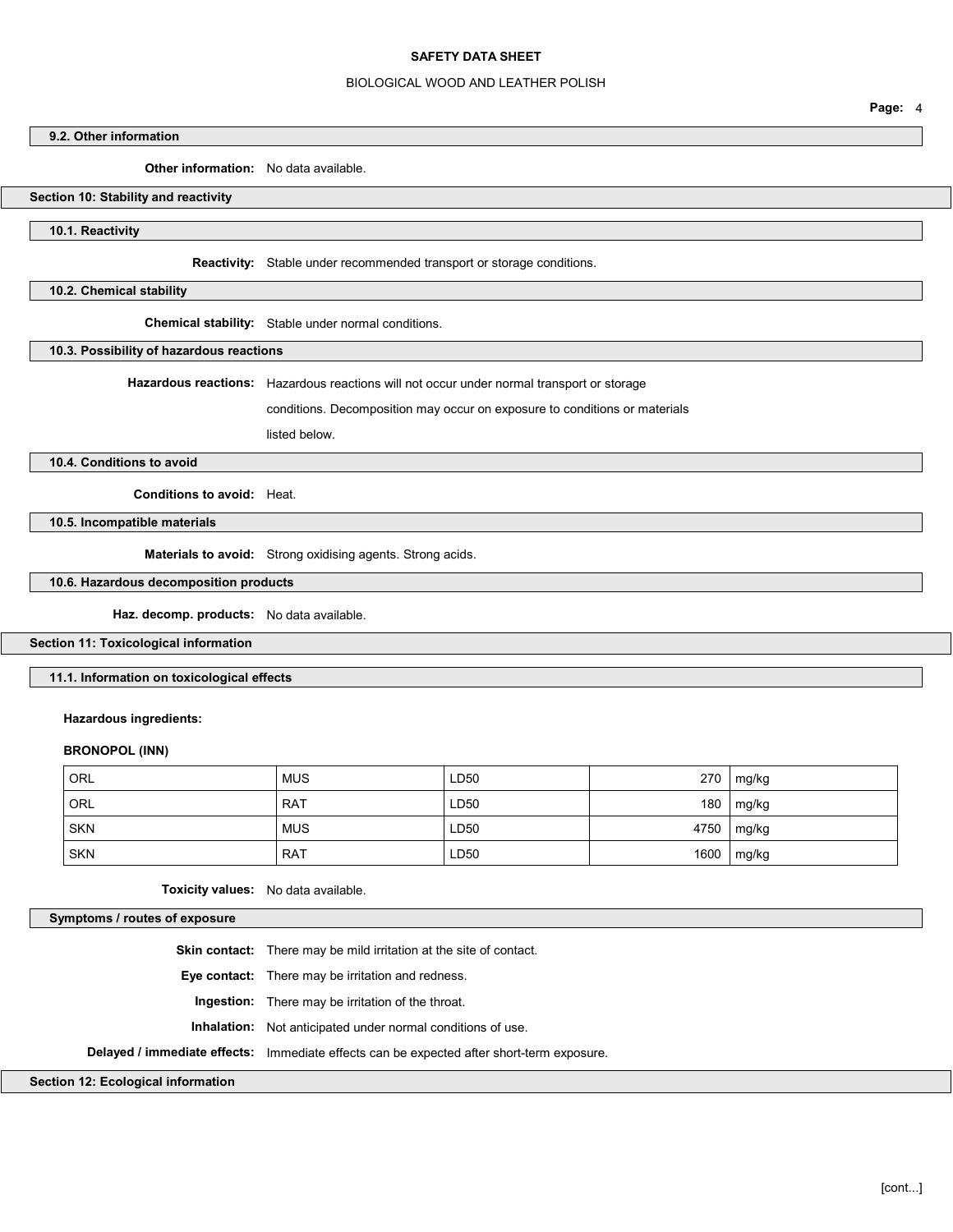### 9.2. Other information

**Other information:** No data available.

## Section 10: Stability and reactivity

### 10.1. Reactivity

**Reactivity:** Stable under recommended transport or storage conditions.

### 10.2. Chemical stability

**Chemical stability:** Stable under normal conditions.

### 10.3. Possibility of hazardous reactions

**Hazardous reactions:** Hazardous reactions will not occur under normal transport or storage conditions. Decomposition may occur on exposure to conditions or materials listed below.

### 10.4. Conditions to avoid

**Conditions to avoid:** Heat.

### 10.5. Incompatible materials

**Materials to avoid:** Strong oxidising agents. Strong acids.

### 10.6. Hazardous decomposition products

**Haz. decomp. products:** No data available.

## Section 11: Toxicological information

### 11.1. Information on toxicological effects

**Hazardous ingredients:**

**BRONOPOL (INN)**

| | | | | |
|---|---|---|---|---|
| ORL | MUS | LD50 | 270 | mg/kg |
| ORL | RAT | LD50 | 180 | mg/kg |
| SKN | MUS | LD50 | 4750 | mg/kg |
| SKN | RAT | LD50 | 1600 | mg/kg |

**Toxicity values:** No data available.

### Symptoms / routes of exposure

**Skin contact:** There may be mild irritation at the site of contact.

**Eye contact:** There may be irritation and redness.

**Ingestion:** There may be irritation of the throat.

**Inhalation:** Not anticipated under normal conditions of use.

**Delayed / immediate effects:** Immediate effects can be expected after short-term exposure.

## Section 12: Ecological information

[cont...]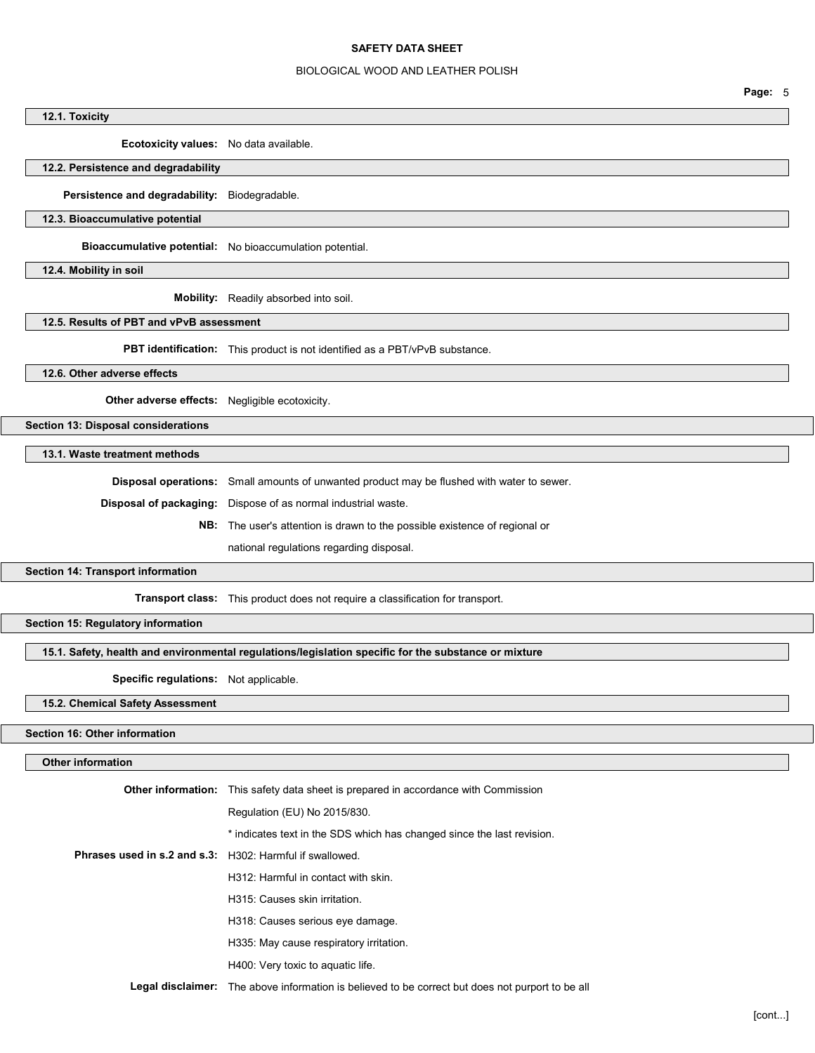### 12.1. Toxicity

**Ecotoxicity values:** No data available.

### 12.2. Persistence and degradability

**Persistence and degradability:** Biodegradable.

### 12.3. Bioaccumulative potential

**Bioaccumulative potential:** No bioaccumulation potential.

### 12.4. Mobility in soil

**Mobility:** Readily absorbed into soil.

### 12.5. Results of PBT and vPvB assessment

**PBT identification:** This product is not identified as a PBT/vPvB substance.

### 12.6. Other adverse effects

**Other adverse effects:** Negligible ecotoxicity.

## Section 13: Disposal considerations

### 13.1. Waste treatment methods

**Disposal operations:** Small amounts of unwanted product may be flushed with water to sewer.

**Disposal of packaging:** Dispose of as normal industrial waste.

**NB:** The user's attention is drawn to the possible existence of regional or national regulations regarding disposal.

## Section 14: Transport information

**Transport class:** This product does not require a classification for transport.

## Section 15: Regulatory information

### 15.1. Safety, health and environmental regulations/legislation specific for the substance or mixture

**Specific regulations:** Not applicable.

### 15.2. Chemical Safety Assessment

## Section 16: Other information

### Other information

**Other information:** This safety data sheet is prepared in accordance with Commission Regulation (EU) No 2015/830.

* indicates text in the SDS which has changed since the last revision.

**Phrases used in s.2 and s.3:** H302: Harmful if swallowed.

H312: Harmful in contact with skin.

H315: Causes skin irritation.

H318: Causes serious eye damage.

H335: May cause respiratory irritation.

H400: Very toxic to aquatic life.

**Legal disclaimer:** The above information is believed to be correct but does not purport to be all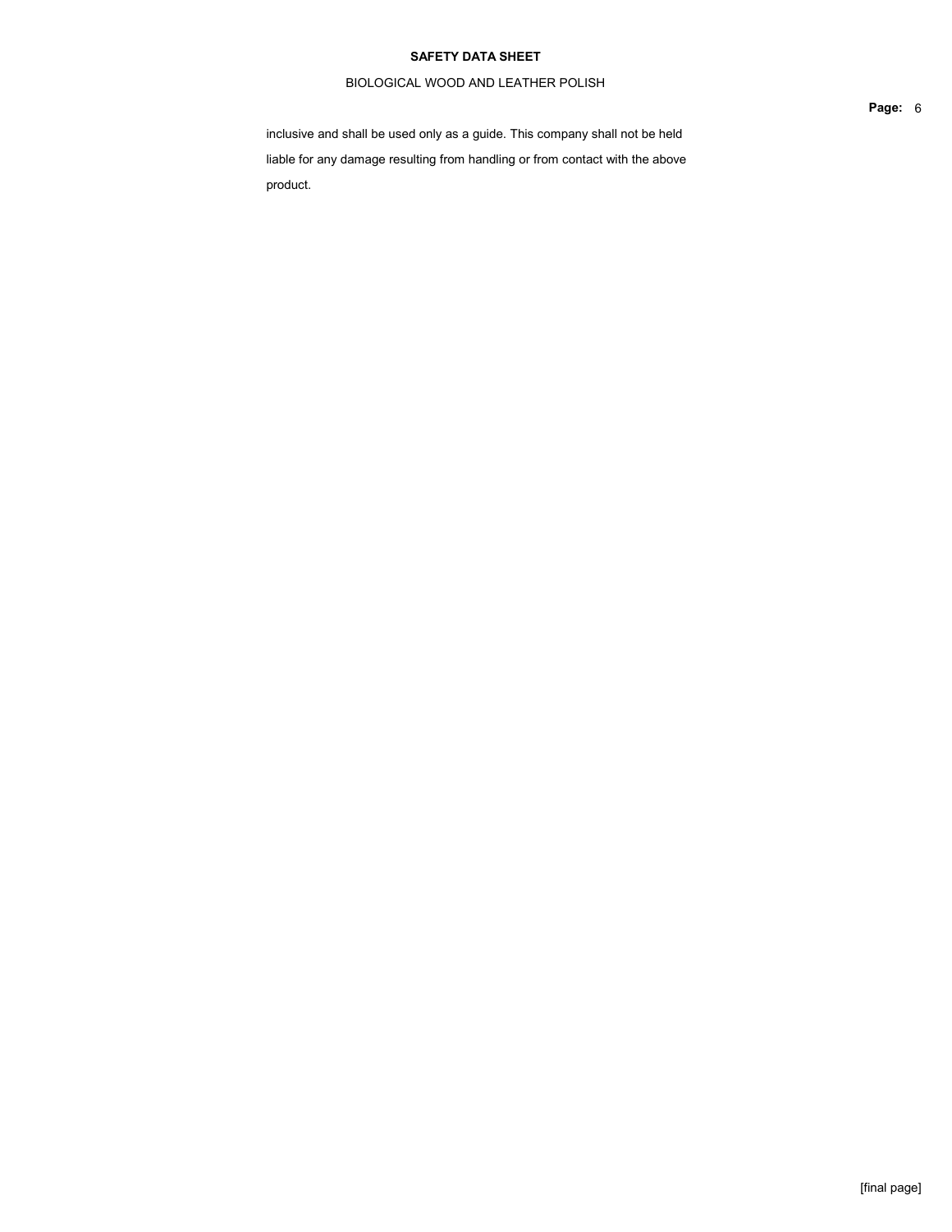inclusive and shall be used only as a guide. This company shall not be held liable for any damage resulting from handling or from contact with the above product.

[final page]